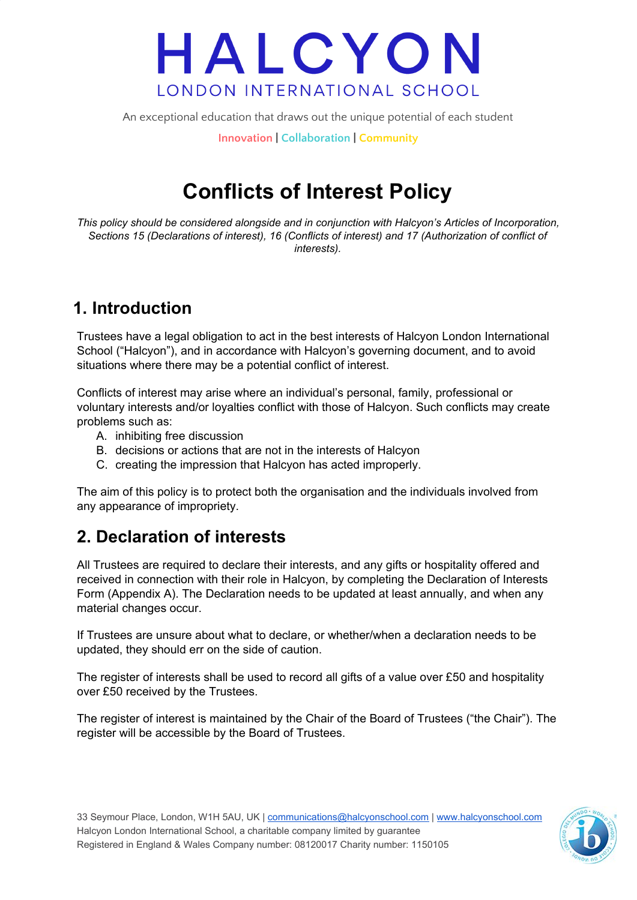# HALCYON

LONDON INTERNATIONAL SCHOOL

An exceptional education that draws out the unique potential of each student

Innovation | Collaboration | Community

# Conflicts of Interest Policy

*This policy should be considered alongside and in conjunction with Halcyon's Articles of Incorporation, Sections 15 (Declarations of interest), 16 (Conflicts of interest) and 17 (Authorization of conflict of interests).*

## 1. Introduction

Trustees have a legal obligation to act in the best interests of Halcyon London International School ("Halcyon"), and in accordance with Halcyon's governing document, and to avoid situations where there may be a potential conflict of interest.

Conflicts of interest may arise where an individual's personal, family, professional or voluntary interests and/or loyalties conflict with those of Halcyon. Such conflicts may create problems such as:

A. inhibiting free discussion
B. decisions or actions that are not in the interests of Halcyon
C. creating the impression that Halcyon has acted improperly.

The aim of this policy is to protect both the organisation and the individuals involved from any appearance of impropriety.

## 2. Declaration of interests

All Trustees are required to declare their interests, and any gifts or hospitality offered and received in connection with their role in Halcyon, by completing the Declaration of Interests Form (Appendix A). The Declaration needs to be updated at least annually, and when any material changes occur.

If Trustees are unsure about what to declare, or whether/when a declaration needs to be updated, they should err on the side of caution.

The register of interests shall be used to record all gifts of a value over £50 and hospitality over £50 received by the Trustees.

The register of interest is maintained by the Chair of the Board of Trustees ("the Chair"). The register will be accessible by the Board of Trustees.

33 Seymour Place, London, W1H 5AU, UK | communications@halcyonschool.com | www.halcyonschool.com
Halcyon London International School, a charitable company limited by guarantee
Registered in England & Wales Company number: 08120017 Charity number: 1150105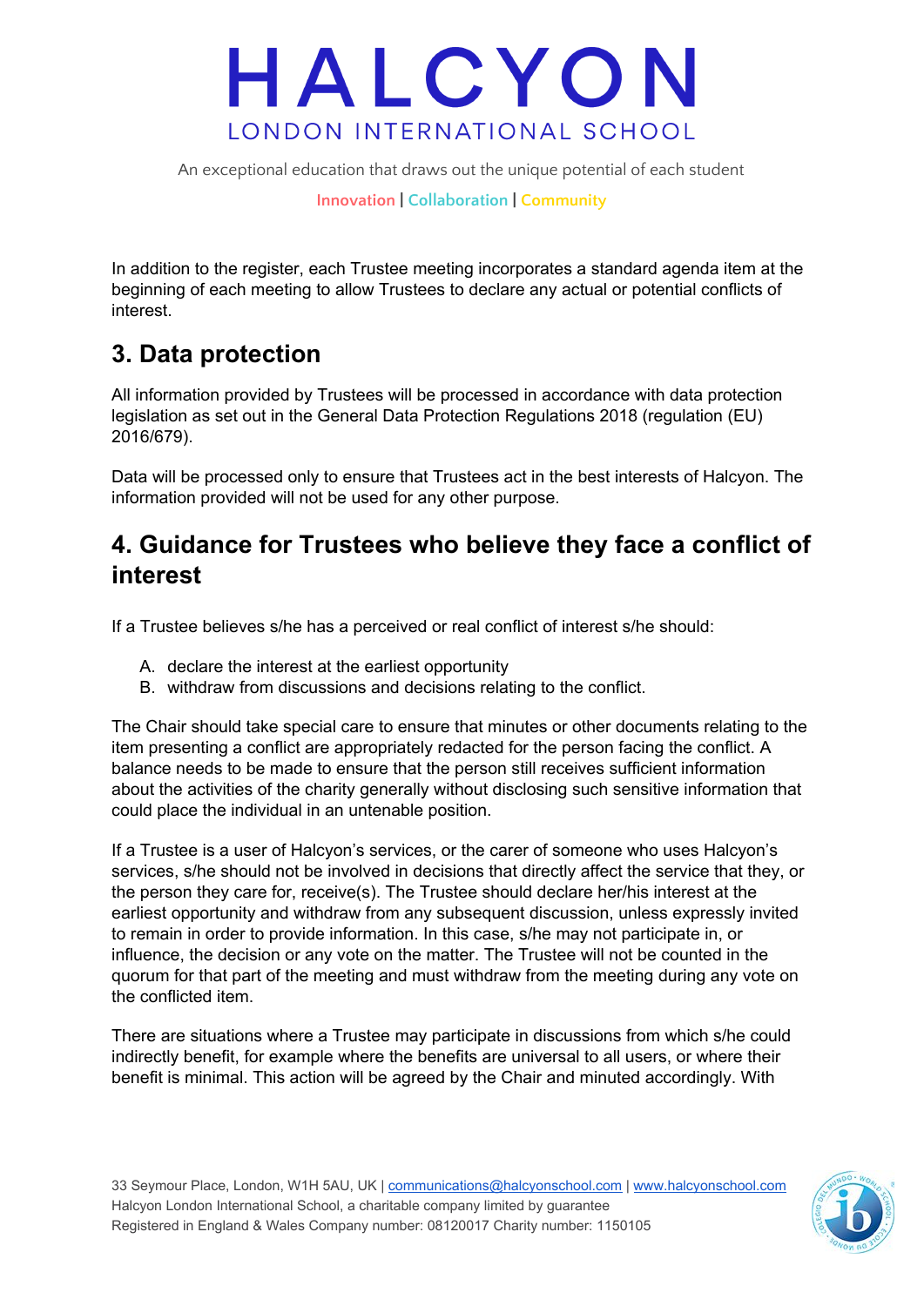In addition to the register, each Trustee meeting incorporates a standard agenda item at the beginning of each meeting to allow Trustees to declare any actual or potential conflicts of interest.

## 3. Data protection

All information provided by Trustees will be processed in accordance with data protection legislation as set out in the General Data Protection Regulations 2018 (regulation (EU) 2016/679).

Data will be processed only to ensure that Trustees act in the best interests of Halcyon. The information provided will not be used for any other purpose.

## 4. Guidance for Trustees who believe they face a conflict of interest

If a Trustee believes s/he has a perceived or real conflict of interest s/he should:

A. declare the interest at the earliest opportunity
B. withdraw from discussions and decisions relating to the conflict.

The Chair should take special care to ensure that minutes or other documents relating to the item presenting a conflict are appropriately redacted for the person facing the conflict. A balance needs to be made to ensure that the person still receives sufficient information about the activities of the charity generally without disclosing such sensitive information that could place the individual in an untenable position.

If a Trustee is a user of Halcyon's services, or the carer of someone who uses Halcyon's services, s/he should not be involved in decisions that directly affect the service that they, or the person they care for, receive(s). The Trustee should declare her/his interest at the earliest opportunity and withdraw from any subsequent discussion, unless expressly invited to remain in order to provide information. In this case, s/he may not participate in, or influence, the decision or any vote on the matter. The Trustee will not be counted in the quorum for that part of the meeting and must withdraw from the meeting during any vote on the conflicted item.

There are situations where a Trustee may participate in discussions from which s/he could indirectly benefit, for example where the benefits are universal to all users, or where their benefit is minimal. This action will be agreed by the Chair and minuted accordingly. With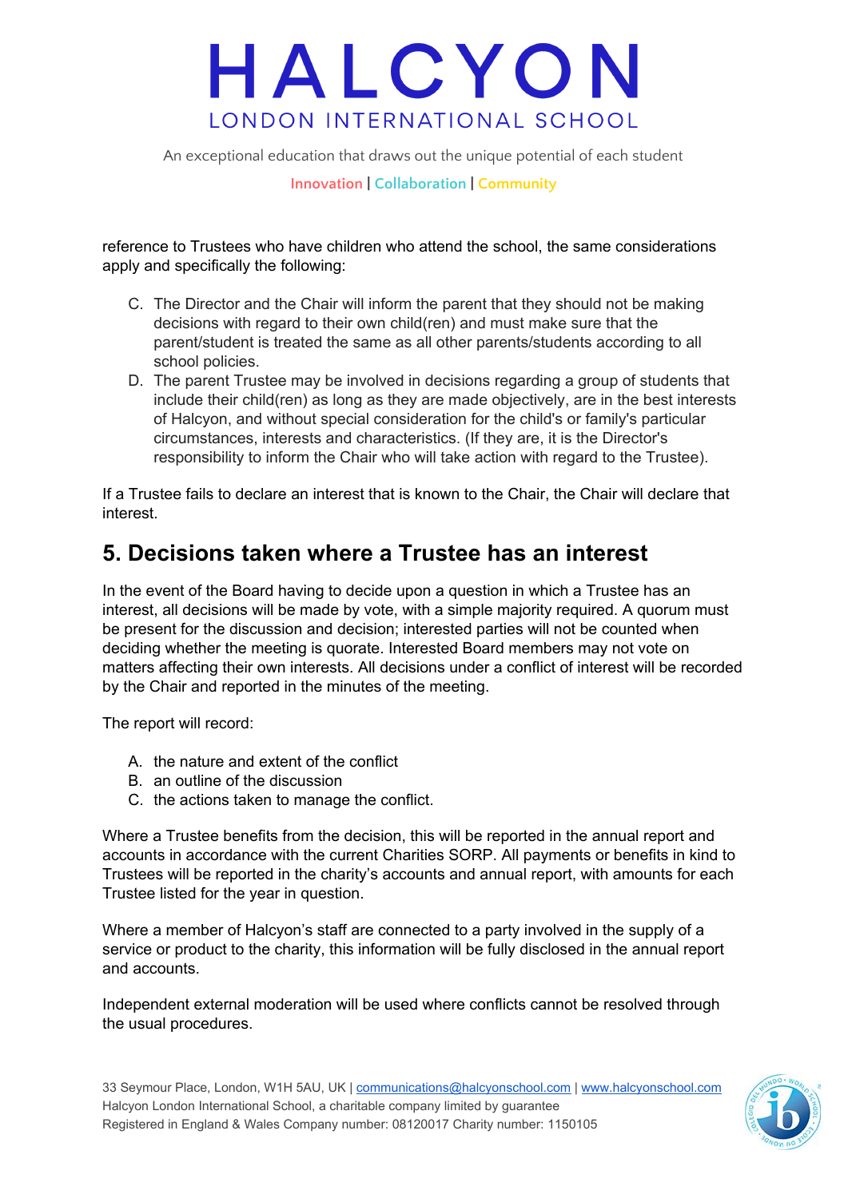reference to Trustees who have children who attend the school, the same considerations apply and specifically the following:

C. The Director and the Chair will inform the parent that they should not be making decisions with regard to their own child(ren) and must make sure that the parent/student is treated the same as all other parents/students according to all school policies.
D. The parent Trustee may be involved in decisions regarding a group of students that include their child(ren) as long as they are made objectively, are in the best interests of Halcyon, and without special consideration for the child's or family's particular circumstances, interests and characteristics. (If they are, it is the Director's responsibility to inform the Chair who will take action with regard to the Trustee).

If a Trustee fails to declare an interest that is known to the Chair, the Chair will declare that interest.

## 5. Decisions taken where a Trustee has an interest

In the event of the Board having to decide upon a question in which a Trustee has an interest, all decisions will be made by vote, with a simple majority required. A quorum must be present for the discussion and decision; interested parties will not be counted when deciding whether the meeting is quorate. Interested Board members may not vote on matters affecting their own interests. All decisions under a conflict of interest will be recorded by the Chair and reported in the minutes of the meeting.

The report will record:

A. the nature and extent of the conflict
B. an outline of the discussion
C. the actions taken to manage the conflict.

Where a Trustee benefits from the decision, this will be reported in the annual report and accounts in accordance with the current Charities SORP. All payments or benefits in kind to Trustees will be reported in the charity's accounts and annual report, with amounts for each Trustee listed for the year in question.

Where a member of Halcyon's staff are connected to a party involved in the supply of a service or product to the charity, this information will be fully disclosed in the annual report and accounts.

Independent external moderation will be used where conflicts cannot be resolved through the usual procedures.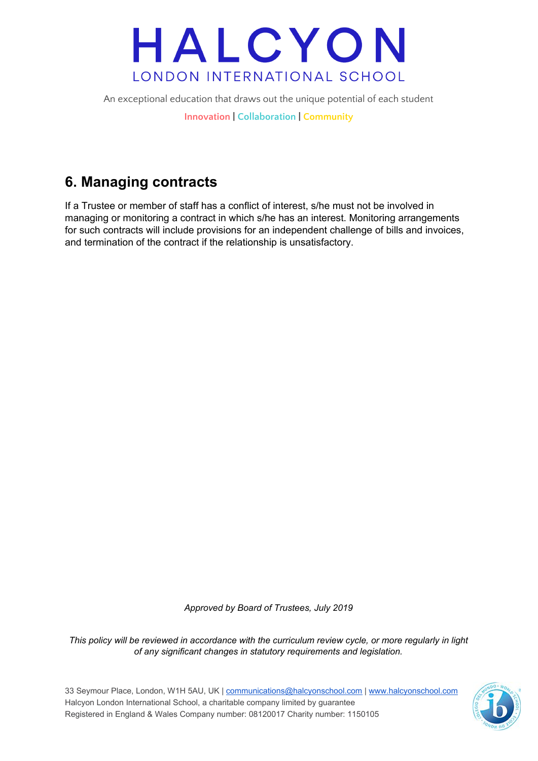## 6. Managing contracts

If a Trustee or member of staff has a conflict of interest, s/he must not be involved in managing or monitoring a contract in which s/he has an interest. Monitoring arrangements for such contracts will include provisions for an independent challenge of bills and invoices, and termination of the contract if the relationship is unsatisfactory.

*Approved by Board of Trustees, July 2019*

*This policy will be reviewed in accordance with the curriculum review cycle, or more regularly in light of any significant changes in statutory requirements and legislation.*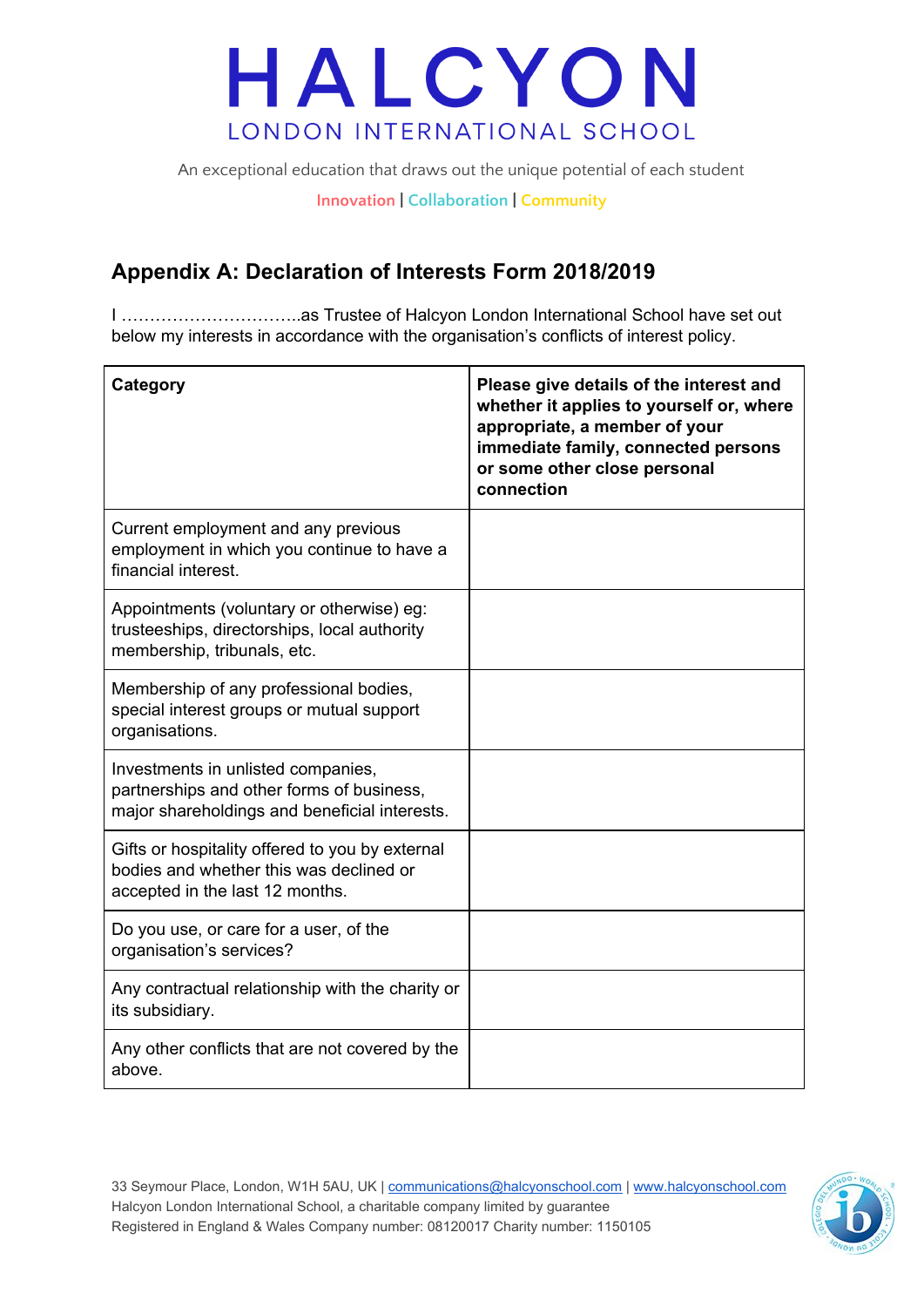# HALCYON

LONDON INTERNATIONAL SCHOOL

An exceptional education that draws out the unique potential of each student

Innovation | Collaboration | Community

## Appendix A: Declaration of Interests Form 2018/2019

I …………………………..as Trustee of Halcyon London International School have set out below my interests in accordance with the organisation's conflicts of interest policy.

| Category | Please give details of the interest and whether it applies to yourself or, where appropriate, a member of your immediate family, connected persons or some other close personal connection |
|---|---|
| Current employment and any previous employment in which you continue to have a financial interest. | |
| Appointments (voluntary or otherwise) eg: trusteeships, directorships, local authority membership, tribunals, etc. | |
| Membership of any professional bodies, special interest groups or mutual support organisations. | |
| Investments in unlisted companies, partnerships and other forms of business, major shareholdings and beneficial interests. | |
| Gifts or hospitality offered to you by external bodies and whether this was declined or accepted in the last 12 months. | |
| Do you use, or care for a user, of the organisation's services? | |
| Any contractual relationship with the charity or its subsidiary. | |
| Any other conflicts that are not covered by the above. | |

33 Seymour Place, London, W1H 5AU, UK | communications@halcyonschool.com | www.halcyonschool.com
Halcyon London International School, a charitable company limited by guarantee
Registered in England & Wales Company number: 08120017 Charity number: 1150105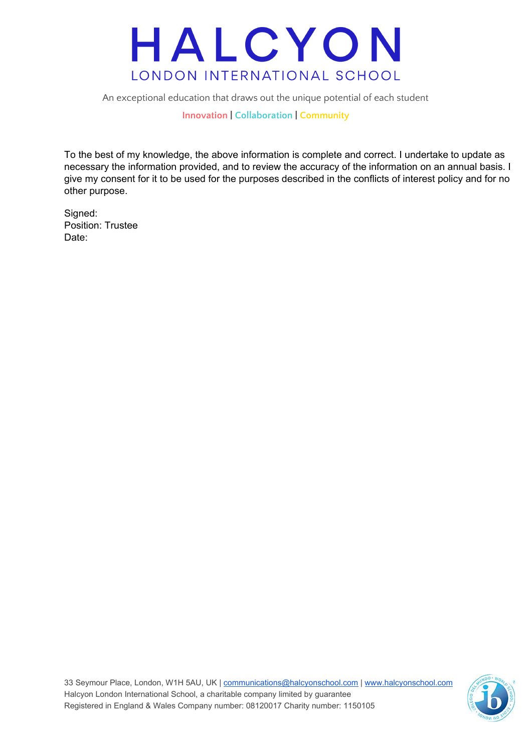To the best of my knowledge, the above information is complete and correct. I undertake to update as necessary the information provided, and to review the accuracy of the information on an annual basis. I give my consent for it to be used for the purposes described in the conflicts of interest policy and for no other purpose.

Signed:
Position: Trustee
Date: